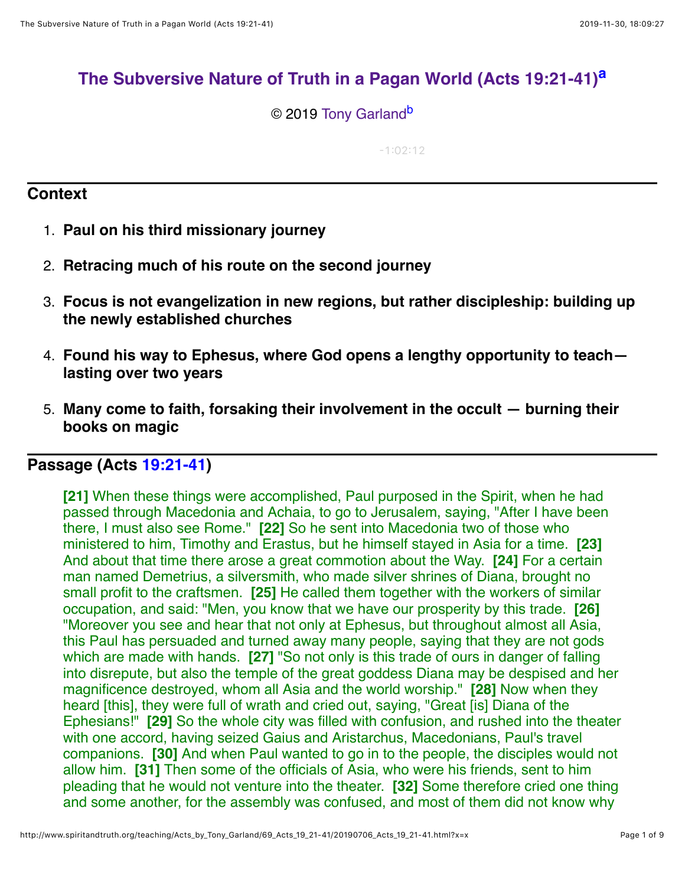# The Subversive Nature of Truth in a Pagan World (Acts 19:21-41)[a]

© 2019 Tony Garland[b]

-1:02:12

## Context

1. **Paul on his third missionary journey**
2. **Retracing much of his route on the second journey**
3. **Focus is not evangelization in new regions, but rather discipleship: building up the newly established churches**
4. **Found his way to Ephesus, where God opens a lengthy opportunity to teach—lasting over two years**
5. **Many come to faith, forsaking their involvement in the occult — burning their books on magic**

## Passage (Acts 19:21-41)

**[21]** When these things were accomplished, Paul purposed in the Spirit, when he had passed through Macedonia and Achaia, to go to Jerusalem, saying, "After I have been there, I must also see Rome." **[22]** So he sent into Macedonia two of those who ministered to him, Timothy and Erastus, but he himself stayed in Asia for a time. **[23]** And about that time there arose a great commotion about the Way. **[24]** For a certain man named Demetrius, a silversmith, who made silver shrines of Diana, brought no small profit to the craftsmen. **[25]** He called them together with the workers of similar occupation, and said: "Men, you know that we have our prosperity by this trade. **[26]** "Moreover you see and hear that not only at Ephesus, but throughout almost all Asia, this Paul has persuaded and turned away many people, saying that they are not gods which are made with hands. **[27]** "So not only is this trade of ours in danger of falling into disrepute, but also the temple of the great goddess Diana may be despised and her magnificence destroyed, whom all Asia and the world worship." **[28]** Now when they heard [this], they were full of wrath and cried out, saying, "Great [is] Diana of the Ephesians!" **[29]** So the whole city was filled with confusion, and rushed into the theater with one accord, having seized Gaius and Aristarchus, Macedonians, Paul's travel companions. **[30]** And when Paul wanted to go in to the people, the disciples would not allow him. **[31]** Then some of the officials of Asia, who were his friends, sent to him pleading that he would not venture into the theater. **[32]** Some therefore cried one thing and some another, for the assembly was confused, and most of them did not know why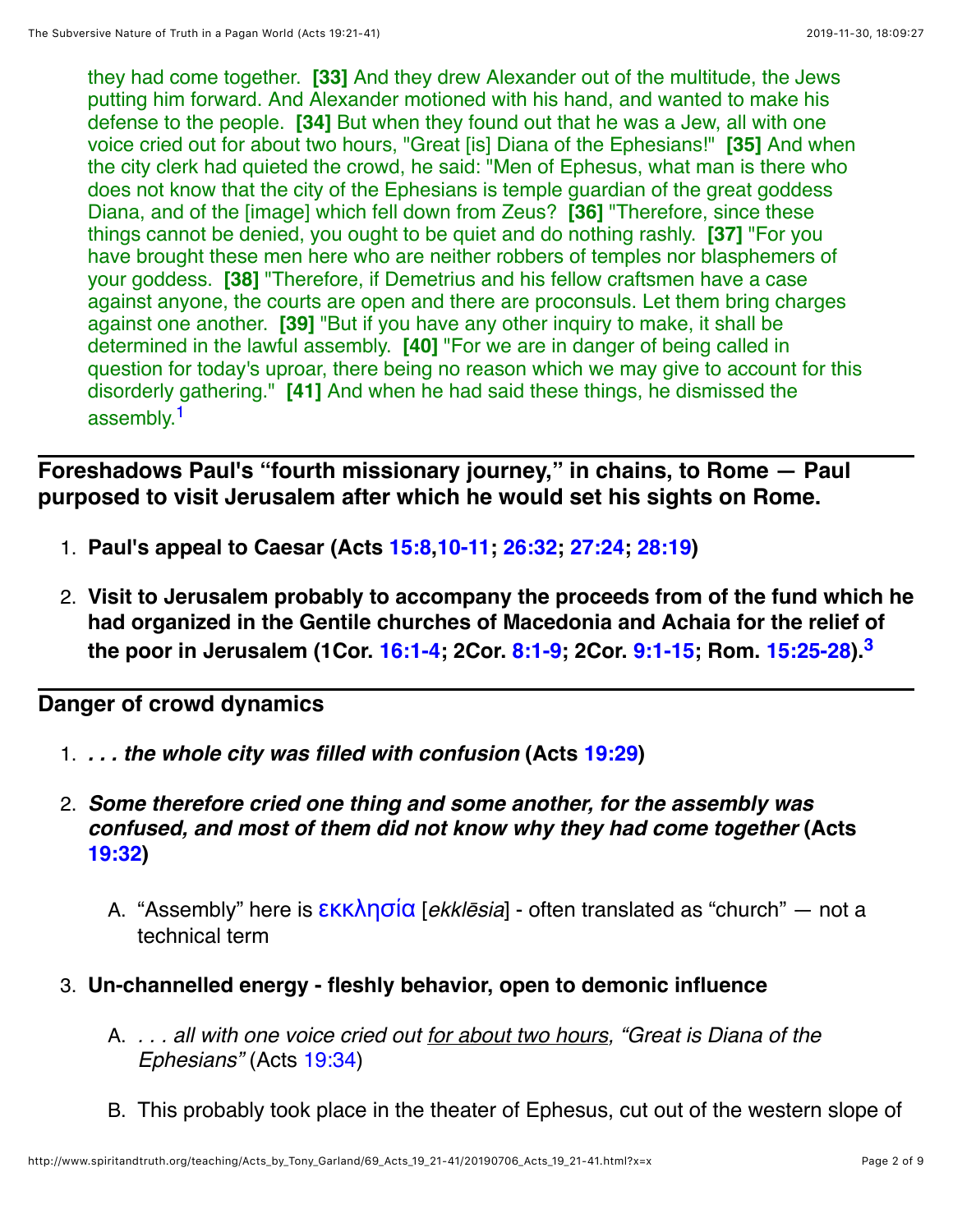they had come together. **[33]** And they drew Alexander out of the multitude, the Jews putting him forward. And Alexander motioned with his hand, and wanted to make his defense to the people. **[34]** But when they found out that he was a Jew, all with one voice cried out for about two hours, "Great [is] Diana of the Ephesians!" **[35]** And when the city clerk had quieted the crowd, he said: "Men of Ephesus, what man is there who does not know that the city of the Ephesians is temple guardian of the great goddess Diana, and of the [image] which fell down from Zeus? **[36]** "Therefore, since these things cannot be denied, you ought to be quiet and do nothing rashly. **[37]** "For you have brought these men here who are neither robbers of temples nor blasphemers of your goddess. **[38]** "Therefore, if Demetrius and his fellow craftsmen have a case against anyone, the courts are open and there are proconsuls. Let them bring charges against one another. **[39]** "But if you have any other inquiry to make, it shall be determined in the lawful assembly. **[40]** "For we are in danger of being called in question for today's uproar, there being no reason which we may give to account for this disorderly gathering." **[41]** And when he had said these things, he dismissed the assembly.[1]

---

**Foreshadows Paul's "fourth missionary journey," in chains, to Rome — Paul purposed to visit Jerusalem after which he would set his sights on Rome.**

1. **Paul's appeal to Caesar (Acts 15:8,10-11; 26:32; 27:24; 28:19)**
2. **Visit to Jerusalem probably to accompany the proceeds from of the fund which he had organized in the Gentile churches of Macedonia and Achaia for the relief of the poor in Jerusalem (1Cor. 16:1-4; 2Cor. 8:1-9; 2Cor. 9:1-15; Rom. 15:25-28).[3]**

---

**Danger of crowd dynamics**

1. ***. . . the whole city was filled with confusion* (Acts 19:29)**
2. ***Some therefore cried one thing and some another, for the assembly was confused, and most of them did not know why they had come together* (Acts 19:32)**
   A. "Assembly" here is εκκλησία [*ekklēsia*] - often translated as "church" — not a technical term
3. **Un-channelled energy - fleshly behavior, open to demonic influence**
   A. *. . . all with one voice cried out for about two hours, "Great is Diana of the Ephesians"* (Acts 19:34)
   B. This probably took place in the theater of Ephesus, cut out of the western slope of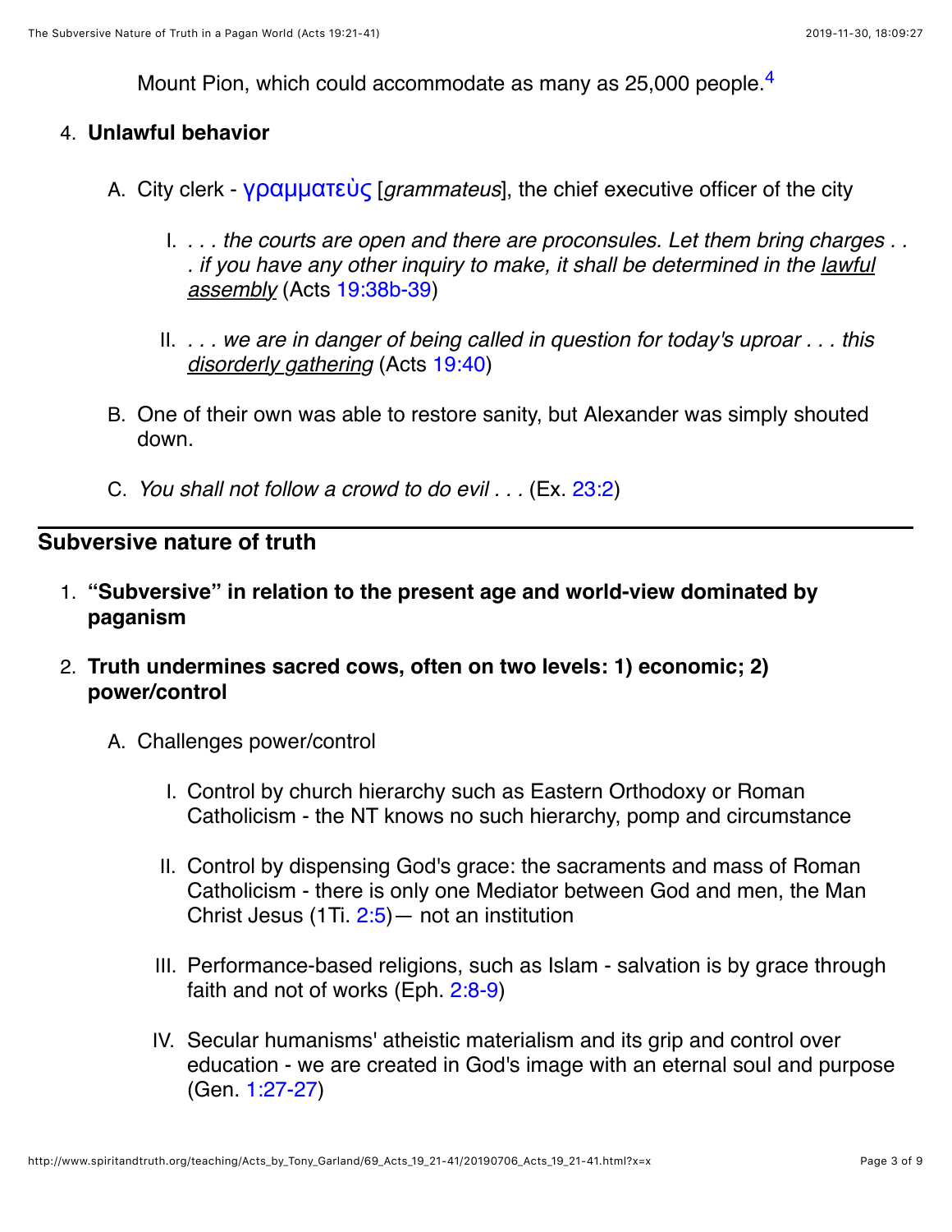Mount Pion, which could accommodate as many as 25,000 people.[4]

4. **Unlawful behavior**

   A. City clerk - γραμματεὺς [*grammateus*], the chief executive officer of the city

      I. *. . . the courts are open and there are proconsuls. Let them bring charges . . . if you have any other inquiry to make, it shall be determined in the lawful assembly* (Acts 19:38b-39)

      II. *. . . we are in danger of being called in question for today's uproar . . . this disorderly gathering* (Acts 19:40)

   B. One of their own was able to restore sanity, but Alexander was simply shouted down.

   C. *You shall not follow a crowd to do evil . . .* (Ex. 23:2)

---

## Subversive nature of truth

1. **"Subversive" in relation to the present age and world-view dominated by paganism**

2. **Truth undermines sacred cows, often on two levels: 1) economic; 2) power/control**

   A. Challenges power/control

      I. Control by church hierarchy such as Eastern Orthodoxy or Roman Catholicism - the NT knows no such hierarchy, pomp and circumstance

      II. Control by dispensing God's grace: the sacraments and mass of Roman Catholicism - there is only one Mediator between God and men, the Man Christ Jesus (1Ti. 2:5)— not an institution

      III. Performance-based religions, such as Islam - salvation is by grace through faith and not of works (Eph. 2:8-9)

      IV. Secular humanisms' atheistic materialism and its grip and control over education - we are created in God's image with an eternal soul and purpose (Gen. 1:27-27)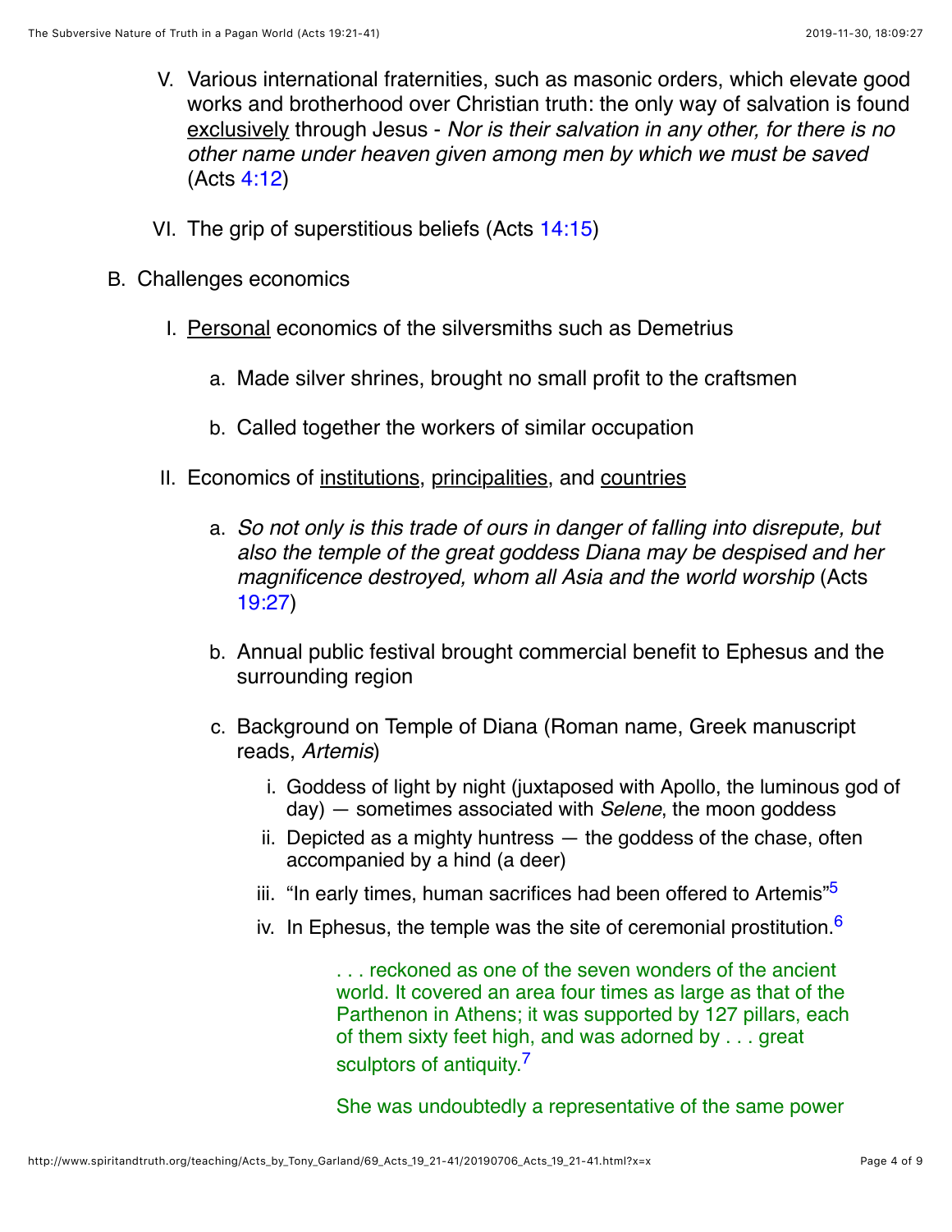V. Various international fraternities, such as masonic orders, which elevate good works and brotherhood over Christian truth: the only way of salvation is found exclusively through Jesus - *Nor is their salvation in any other, for there is no other name under heaven given among men by which we must be saved* (Acts 4:12)

VI. The grip of superstitious beliefs (Acts 14:15)

B. Challenges economics

I. Personal economics of the silversmiths such as Demetrius

a. Made silver shrines, brought no small profit to the craftsmen

b. Called together the workers of similar occupation

II. Economics of institutions, principalities, and countries

a. *So not only is this trade of ours in danger of falling into disrepute, but also the temple of the great goddess Diana may be despised and her magnificence destroyed, whom all Asia and the world worship* (Acts 19:27)

b. Annual public festival brought commercial benefit to Ephesus and the surrounding region

c. Background on Temple of Diana (Roman name, Greek manuscript reads, *Artemis*)

i. Goddess of light by night (juxtaposed with Apollo, the luminous god of day) — sometimes associated with *Selene*, the moon goddess

ii. Depicted as a mighty huntress — the goddess of the chase, often accompanied by a hind (a deer)

iii. "In early times, human sacrifices had been offered to Artemis"[5]

iv. In Ephesus, the temple was the site of ceremonial prostitution.[6]

> . . . reckoned as one of the seven wonders of the ancient world. It covered an area four times as large as that of the Parthenon in Athens; it was supported by 127 pillars, each of them sixty feet high, and was adorned by . . . great sculptors of antiquity.[7]

> She was undoubtedly a representative of the same power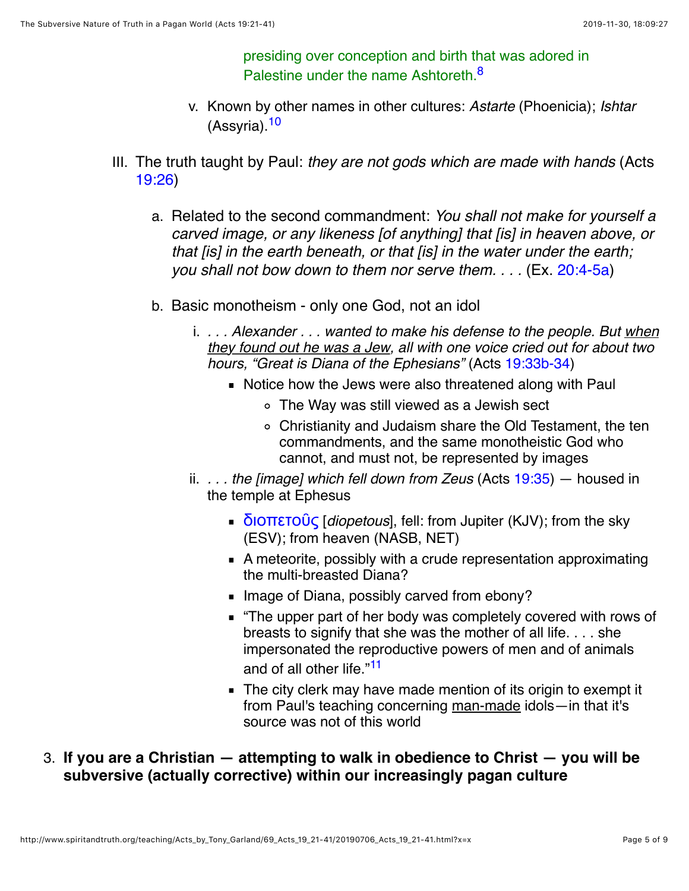presiding over conception and birth that was adored in Palestine under the name Ashtoreth.[8]

   v. Known by other names in other cultures: *Astarte* (Phoenicia); *Ishtar* (Assyria).[10]

III. The truth taught by Paul: *they are not gods which are made with hands* (Acts 19:26)

   a. Related to the second commandment: *You shall not make for yourself a carved image, or any likeness [of anything] that [is] in heaven above, or that [is] in the earth beneath, or that [is] in the water under the earth; you shall not bow down to them nor serve them. . . .* (Ex. 20:4-5a)

   b. Basic monotheism - only one God, not an idol

      i. *. . . Alexander . . . wanted to make his defense to the people. But when they found out he was a Jew, all with one voice cried out for about two hours, "Great is Diana of the Ephesians"* (Acts 19:33b-34)

         - Notice how the Jews were also threatened along with Paul
            - The Way was still viewed as a Jewish sect
            - Christianity and Judaism share the Old Testament, the ten commandments, and the same monotheistic God who cannot, and must not, be represented by images

      ii. *. . . the [image] which fell down from Zeus* (Acts 19:35) — housed in the temple at Ephesus

         - διοπετοῦς [*diopetous*], fell: from Jupiter (KJV); from the sky (ESV); from heaven (NASB, NET)
         - A meteorite, possibly with a crude representation approximating the multi-breasted Diana?
         - Image of Diana, possibly carved from ebony?
         - "The upper part of her body was completely covered with rows of breasts to signify that she was the mother of all life. . . . she impersonated the reproductive powers of men and of animals and of all other life."[11]
         - The city clerk may have made mention of its origin to exempt it from Paul's teaching concerning man-made idols—in that it's source was not of this world

3. **If you are a Christian — attempting to walk in obedience to Christ — you will be subversive (actually corrective) within our increasingly pagan culture**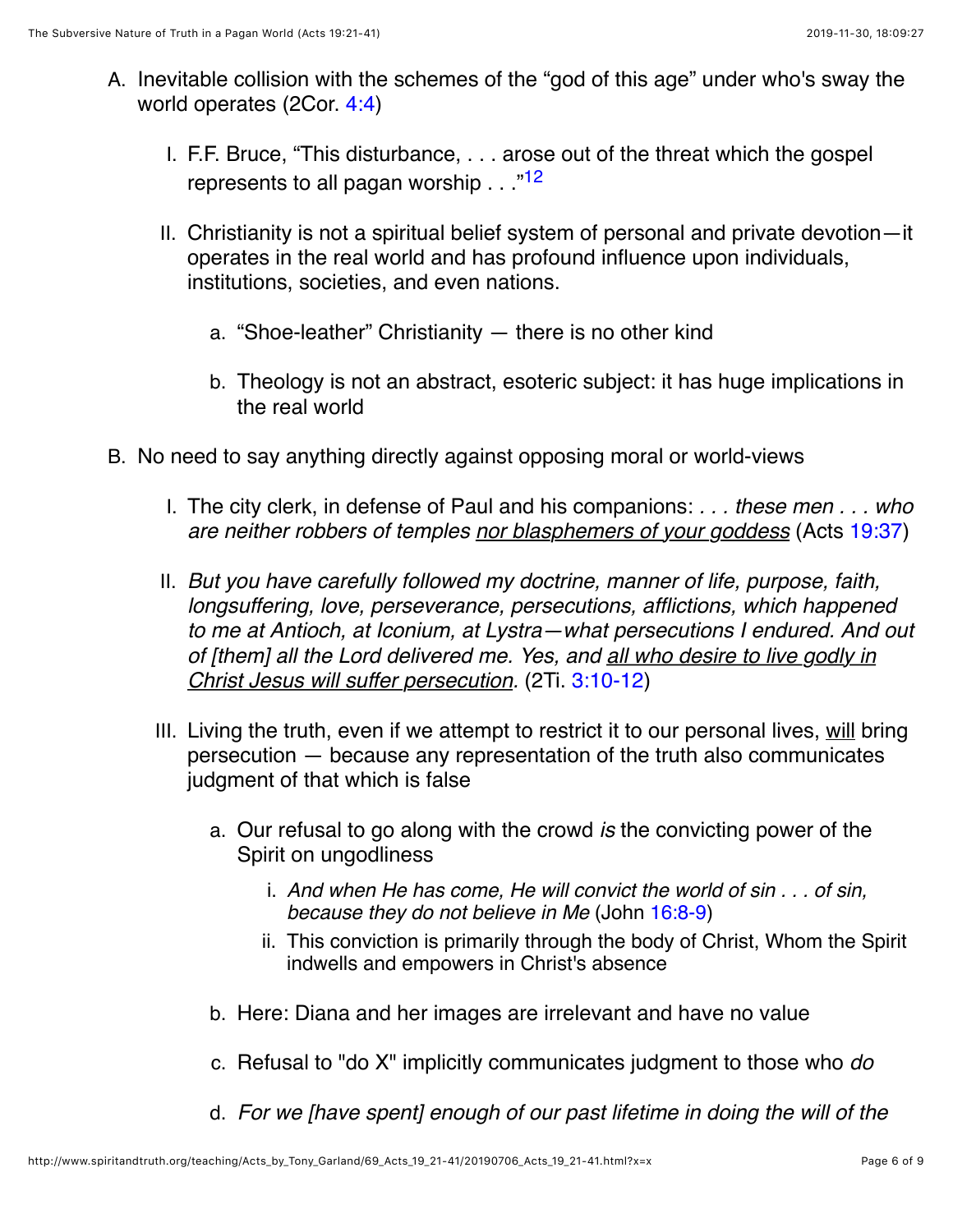A. Inevitable collision with the schemes of the “god of this age” under who's sway the world operates (2Cor. 4:4)

   I. F.F. Bruce, “This disturbance, . . . arose out of the threat which the gospel represents to all pagan worship . . .”[12]

   II. Christianity is not a spiritual belief system of personal and private devotion—it operates in the real world and has profound influence upon individuals, institutions, societies, and even nations.

      a. “Shoe-leather” Christianity — there is no other kind

      b. Theology is not an abstract, esoteric subject: it has huge implications in the real world

B. No need to say anything directly against opposing moral or world-views

   I. The city clerk, in defense of Paul and his companions: *. . . these men . . . who are neither robbers of temples <u>nor blasphemers of your goddess</u>* (Acts 19:37)

   II. *But you have carefully followed my doctrine, manner of life, purpose, faith, longsuffering, love, perseverance, persecutions, afflictions, which happened to me at Antioch, at Iconium, at Lystra—what persecutions I endured. And out of [them] all the Lord delivered me. Yes, and <u>all who desire to live godly in Christ Jesus will suffer persecution</u>.* (2Ti. 3:10-12)

   III. Living the truth, even if we attempt to restrict it to our personal lives, <u>will</u> bring persecution — because any representation of the truth also communicates judgment of that which is false

      a. Our refusal to go along with the crowd *is* the convicting power of the Spirit on ungodliness

         i. *And when He has come, He will convict the world of sin . . . of sin, because they do not believe in Me* (John 16:8-9)

         ii. This conviction is primarily through the body of Christ, Whom the Spirit indwells and empowers in Christ's absence

      b. Here: Diana and her images are irrelevant and have no value

      c. Refusal to "do X" implicitly communicates judgment to those who *do*

      d. *For we [have spent] enough of our past lifetime in doing the will of the*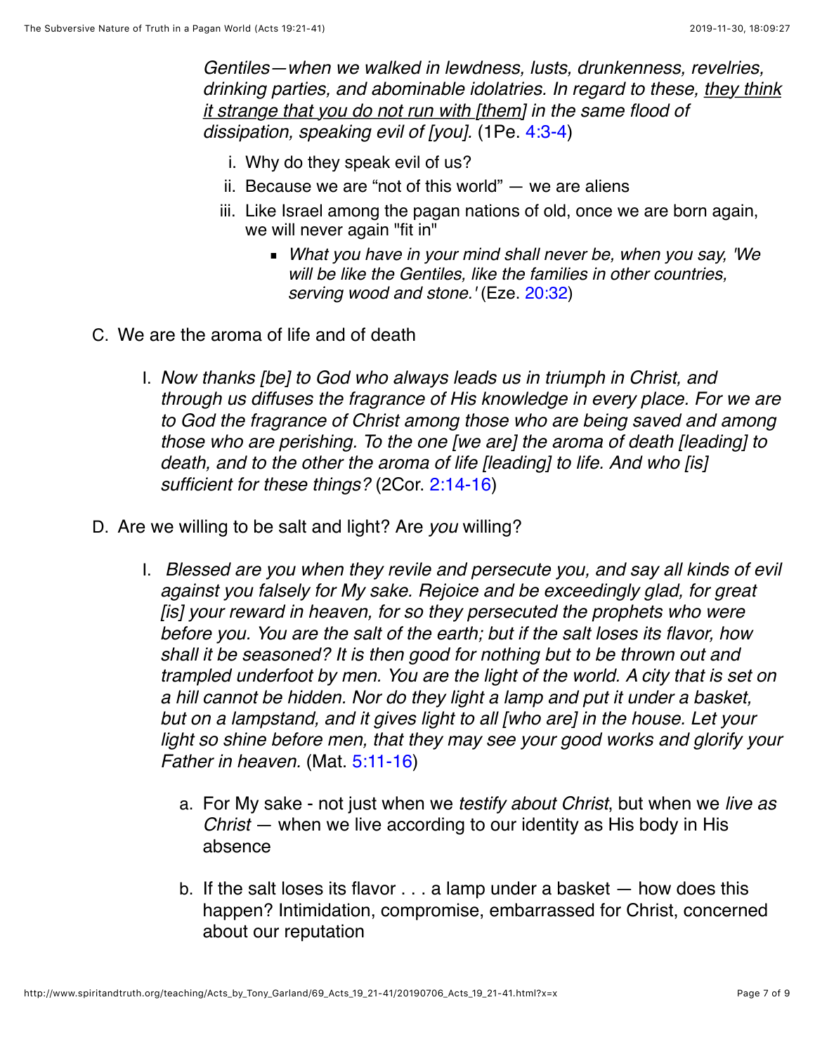*Gentiles—when we walked in lewdness, lusts, drunkenness, revelries, drinking parties, and abominable idolatries. In regard to these, they think it strange that you do not run with [them] in the same flood of dissipation, speaking evil of [you].* (1Pe. 4:3-4)

i. Why do they speak evil of us?
ii. Because we are "not of this world" — we are aliens
iii. Like Israel among the pagan nations of old, once we are born again, we will never again "fit in"
    - *What you have in your mind shall never be, when you say, 'We will be like the Gentiles, like the families in other countries, serving wood and stone.'* (Eze. 20:32)

C. We are the aroma of life and of death

   I. *Now thanks [be] to God who always leads us in triumph in Christ, and through us diffuses the fragrance of His knowledge in every place. For we are to God the fragrance of Christ among those who are being saved and among those who are perishing. To the one [we are] the aroma of death [leading] to death, and to the other the aroma of life [leading] to life. And who [is] sufficient for these things?* (2Cor. 2:14-16)

D. Are we willing to be salt and light? Are *you* willing?

   I. *Blessed are you when they revile and persecute you, and say all kinds of evil against you falsely for My sake. Rejoice and be exceedingly glad, for great [is] your reward in heaven, for so they persecuted the prophets who were before you. You are the salt of the earth; but if the salt loses its flavor, how shall it be seasoned? It is then good for nothing but to be thrown out and trampled underfoot by men. You are the light of the world. A city that is set on a hill cannot be hidden. Nor do they light a lamp and put it under a basket, but on a lampstand, and it gives light to all [who are] in the house. Let your light so shine before men, that they may see your good works and glorify your Father in heaven.* (Mat. 5:11-16)

      a. For My sake - not just when we *testify about Christ*, but when we *live as Christ* — when we live according to our identity as His body in His absence

      b. If the salt loses its flavor . . . a lamp under a basket — how does this happen? Intimidation, compromise, embarrassed for Christ, concerned about our reputation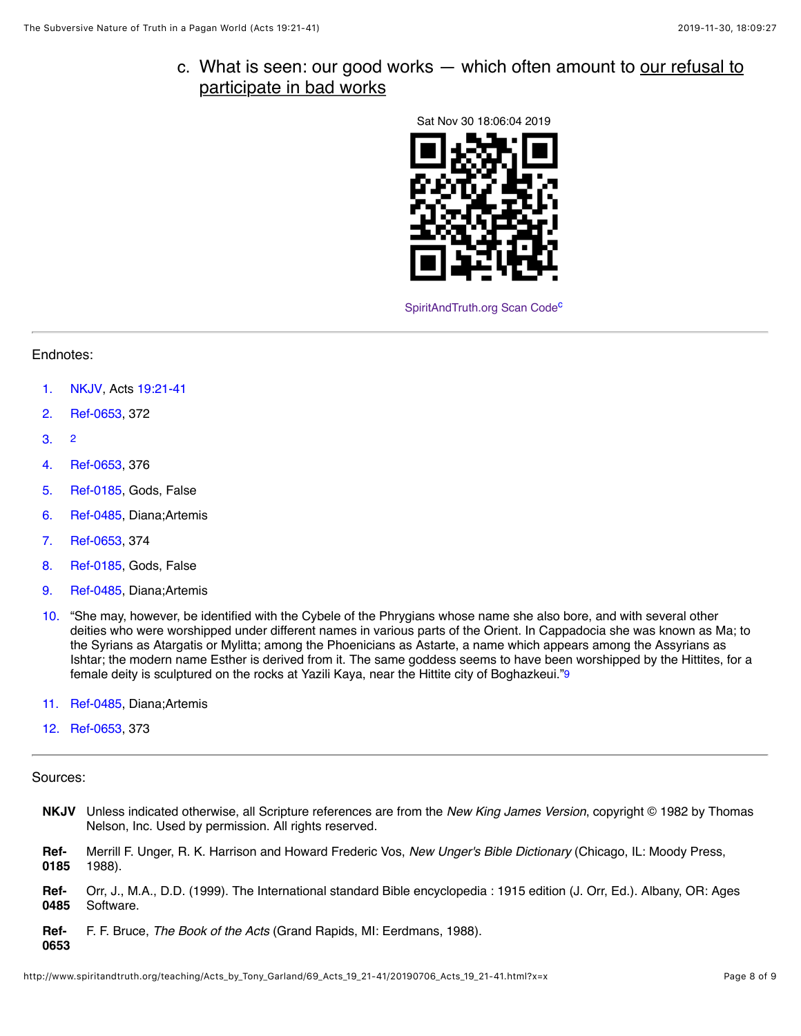c. What is seen: our good works — which often amount to our refusal to participate in bad works

Sat Nov 30 18:06:04 2019

SpiritAndTruth.org Scan Code[c]

---

Endnotes:

1. NKJV, Acts 19:21-41
2. Ref-0653, 372
3. [2]
4. Ref-0653, 376
5. Ref-0185, Gods, False
6. Ref-0485, Diana;Artemis
7. Ref-0653, 374
8. Ref-0185, Gods, False
9. Ref-0485, Diana;Artemis
10. "She may, however, be identified with the Cybele of the Phrygians whose name she also bore, and with several other deities who were worshipped under different names in various parts of the Orient. In Cappadocia she was known as Ma; to the Syrians as Atargatis or Mylitta; among the Phoenicians as Astarte, a name which appears among the Assyrians as Ishtar; the modern name Esther is derived from it. The same goddess seems to have been worshipped by the Hittites, for a female deity is sculptured on the rocks at Yazili Kaya, near the Hittite city of Boghazkeui."[9]
11. Ref-0485, Diana;Artemis
12. Ref-0653, 373

---

Sources:

**NKJV** Unless indicated otherwise, all Scripture references are from the *New King James Version*, copyright © 1982 by Thomas Nelson, Inc. Used by permission. All rights reserved.

**Ref-0185** Merrill F. Unger, R. K. Harrison and Howard Frederic Vos, *New Unger's Bible Dictionary* (Chicago, IL: Moody Press, 1988).

**Ref-0485** Orr, J., M.A., D.D. (1999). The International standard Bible encyclopedia : 1915 edition (J. Orr, Ed.). Albany, OR: Ages Software.

**Ref-0653** F. F. Bruce, *The Book of the Acts* (Grand Rapids, MI: Eerdmans, 1988).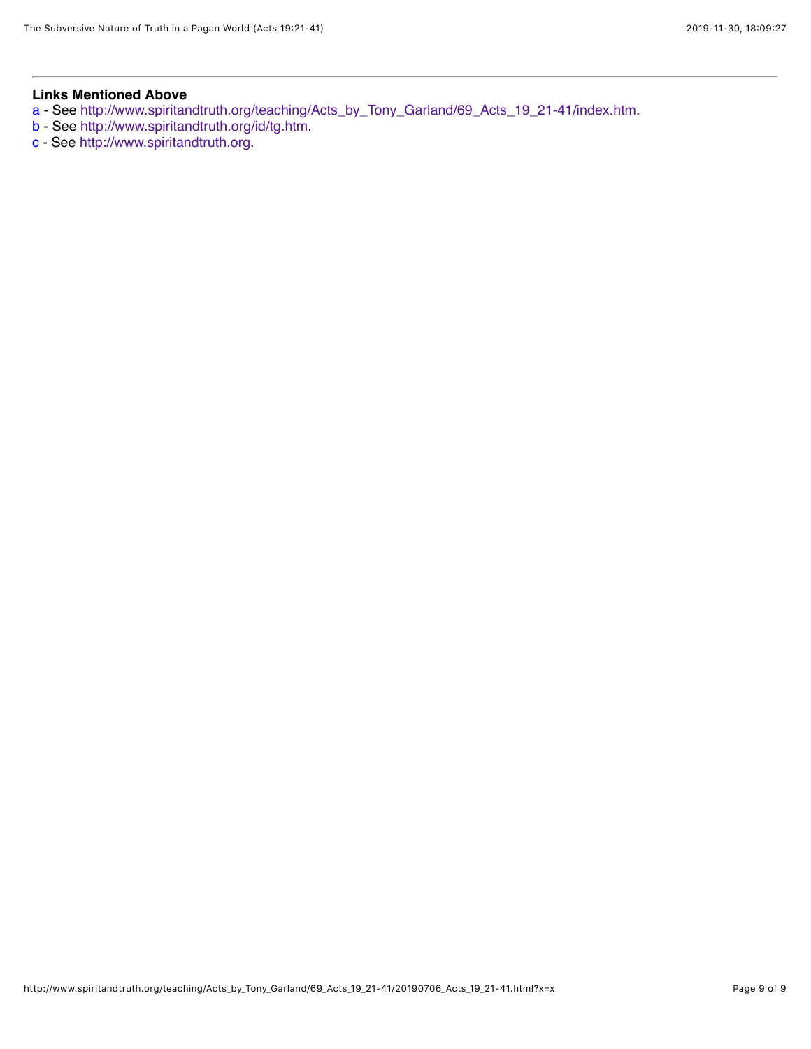**Links Mentioned Above**

a - See http://www.spiritandtruth.org/teaching/Acts_by_Tony_Garland/69_Acts_19_21-41/index.htm.
b - See http://www.spiritandtruth.org/id/tg.htm.
c - See http://www.spiritandtruth.org.